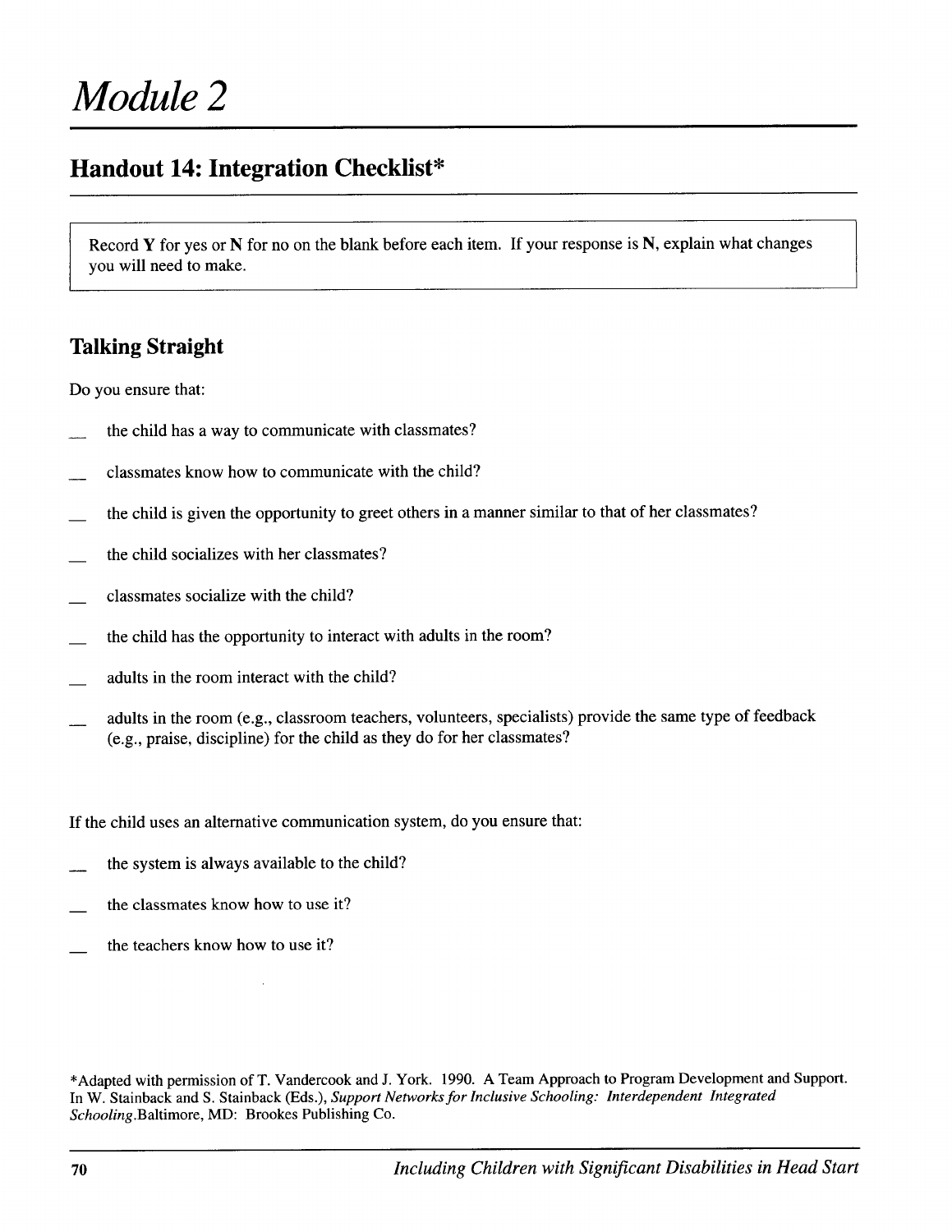# Module 2

## Handout 14: Integration Checklist*

Record **Y** for yes or **N** for no on the blank before each item. If your response is **N**, explain what changes you will need to make.

### Talking Straight

Do you ensure that:

__ the child has a way to communicate with classmates?

__ classmates know how to communicate with the child?

__ the child is given the opportunity to greet others in a manner similar to that of her classmates?

__ the child socializes with her classmates?

__ classmates socialize with the child?

__ the child has the opportunity to interact with adults in the room?

__ adults in the room interact with the child?

__ adults in the room (e.g., classroom teachers, volunteers, specialists) provide the same type of feedback (e.g., praise, discipline) for the child as they do for her classmates?

If the child uses an alternative communication system, do you ensure that:

__ the system is always available to the child?

__ the classmates know how to use it?

__ the teachers know how to use it?

*Adapted with permission of T. Vandercook and J. York. 1990. A Team Approach to Program Development and Support. In W. Stainback and S. Stainback (Eds.), *Support Networks for Inclusive Schooling: Interdependent Integrated Schooling*.Baltimore, MD: Brookes Publishing Co.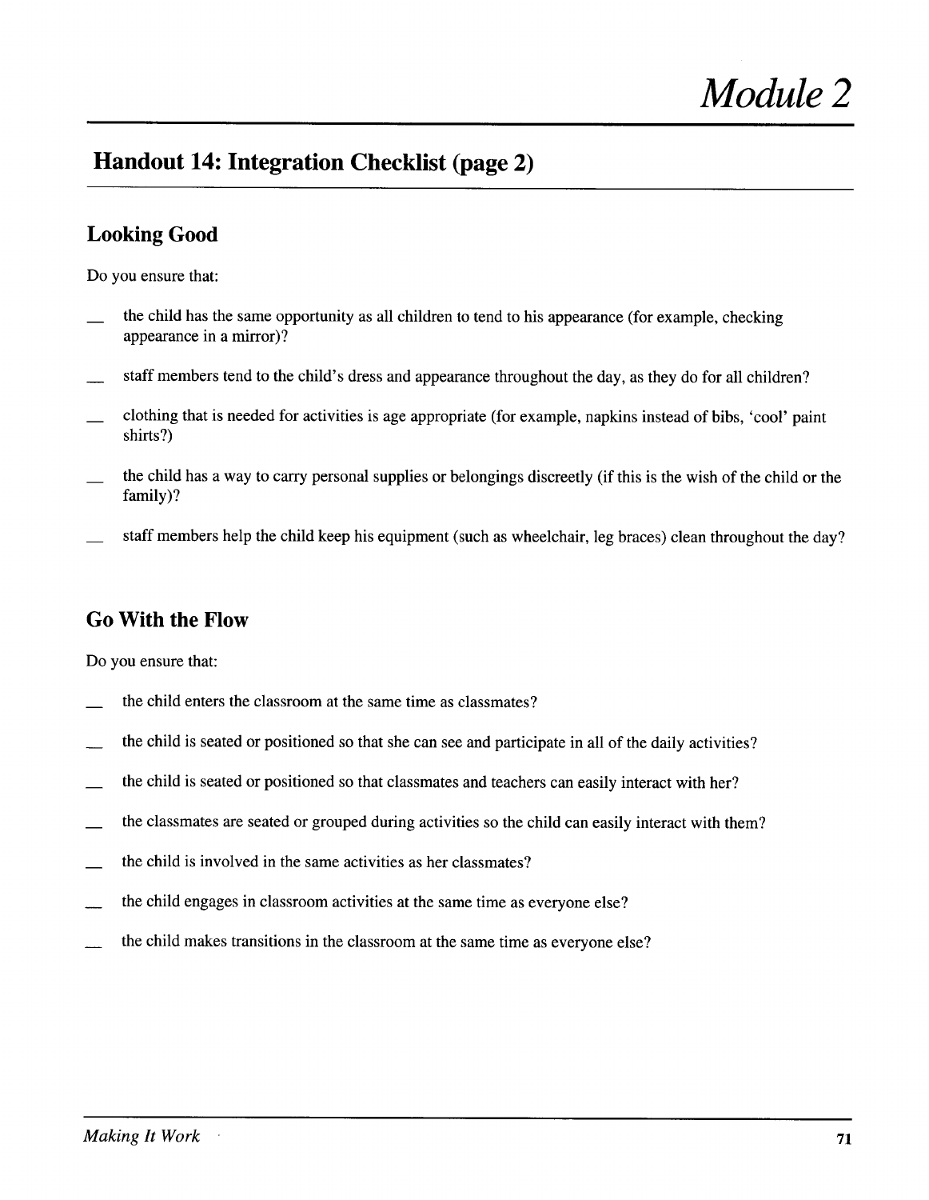# Module 2

## Handout 14: Integration Checklist (page 2)

### Looking Good

Do you ensure that:

__ the child has the same opportunity as all children to tend to his appearance (for example, checking appearance in a mirror)?

__ staff members tend to the child's dress and appearance throughout the day, as they do for all children?

__ clothing that is needed for activities is age appropriate (for example, napkins instead of bibs, 'cool' paint shirts?)

__ the child has a way to carry personal supplies or belongings discreetly (if this is the wish of the child or the family)?

__ staff members help the child keep his equipment (such as wheelchair, leg braces) clean throughout the day?

### Go With the Flow

Do you ensure that:

__ the child enters the classroom at the same time as classmates?

__ the child is seated or positioned so that she can see and participate in all of the daily activities?

__ the child is seated or positioned so that classmates and teachers can easily interact with her?

__ the classmates are seated or grouped during activities so the child can easily interact with them?

__ the child is involved in the same activities as her classmates?

__ the child engages in classroom activities at the same time as everyone else?

__ the child makes transitions in the classroom at the same time as everyone else?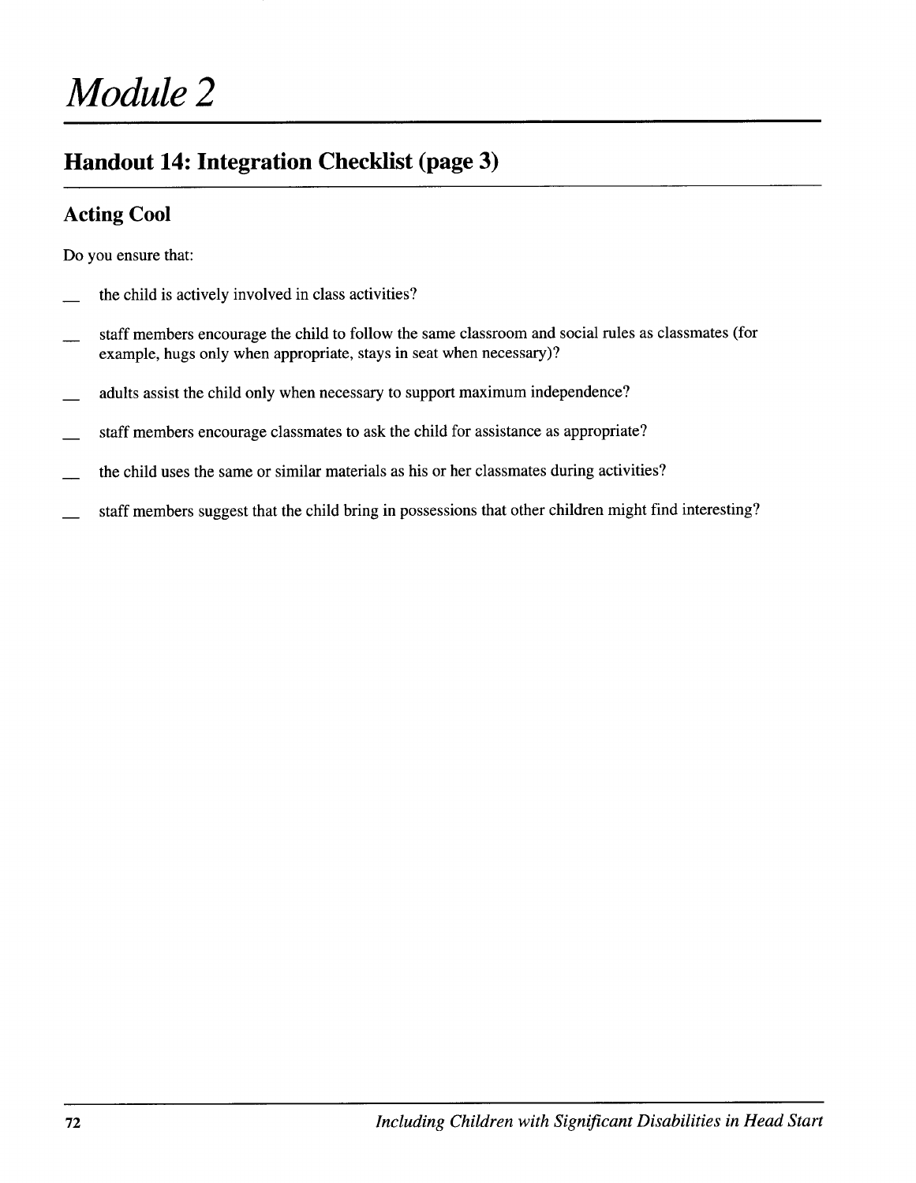# Module 2

## Handout 14: Integration Checklist (page 3)

### Acting Cool

Do you ensure that:

__ the child is actively involved in class activities?

__ staff members encourage the child to follow the same classroom and social rules as classmates (for example, hugs only when appropriate, stays in seat when necessary)?

__ adults assist the child only when necessary to support maximum independence?

__ staff members encourage classmates to ask the child for assistance as appropriate?

__ the child uses the same or similar materials as his or her classmates during activities?

__ staff members suggest that the child bring in possessions that other children might find interesting?